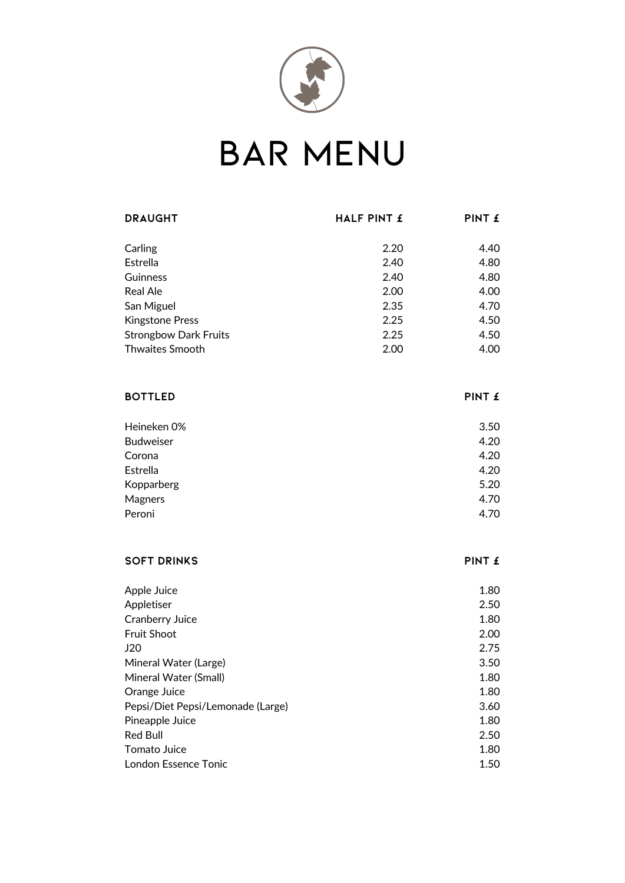# BAR MENU

| DRAUGHT | HALF PINT £ | PINT £ |
| --- | --- | --- |
| Carling | 2.20 | 4.40 |
| Estrella | 2.40 | 4.80 |
| Guinness | 2.40 | 4.80 |
| Real Ale | 2.00 | 4.00 |
| San Miguel | 2.35 | 4.70 |
| Kingstone Press | 2.25 | 4.50 |
| Strongbow Dark Fruits | 2.25 | 4.50 |
| Thwaites Smooth | 2.00 | 4.00 |

| BOTTLED | PINT £ |
| --- | --- |
| Heineken 0% | 3.50 |
| Budweiser | 4.20 |
| Corona | 4.20 |
| Estrella | 4.20 |
| Kopparberg | 5.20 |
| Magners | 4.70 |
| Peroni | 4.70 |

| SOFT DRINKS | PINT £ |
| --- | --- |
| Apple Juice | 1.80 |
| Appletiser | 2.50 |
| Cranberry Juice | 1.80 |
| Fruit Shoot | 2.00 |
| J20 | 2.75 |
| Mineral Water (Large) | 3.50 |
| Mineral Water (Small) | 1.80 |
| Orange Juice | 1.80 |
| Pepsi/Diet Pepsi/Lemonade (Large) | 3.60 |
| Pineapple Juice | 1.80 |
| Red Bull | 2.50 |
| Tomato Juice | 1.80 |
| London Essence Tonic | 1.50 |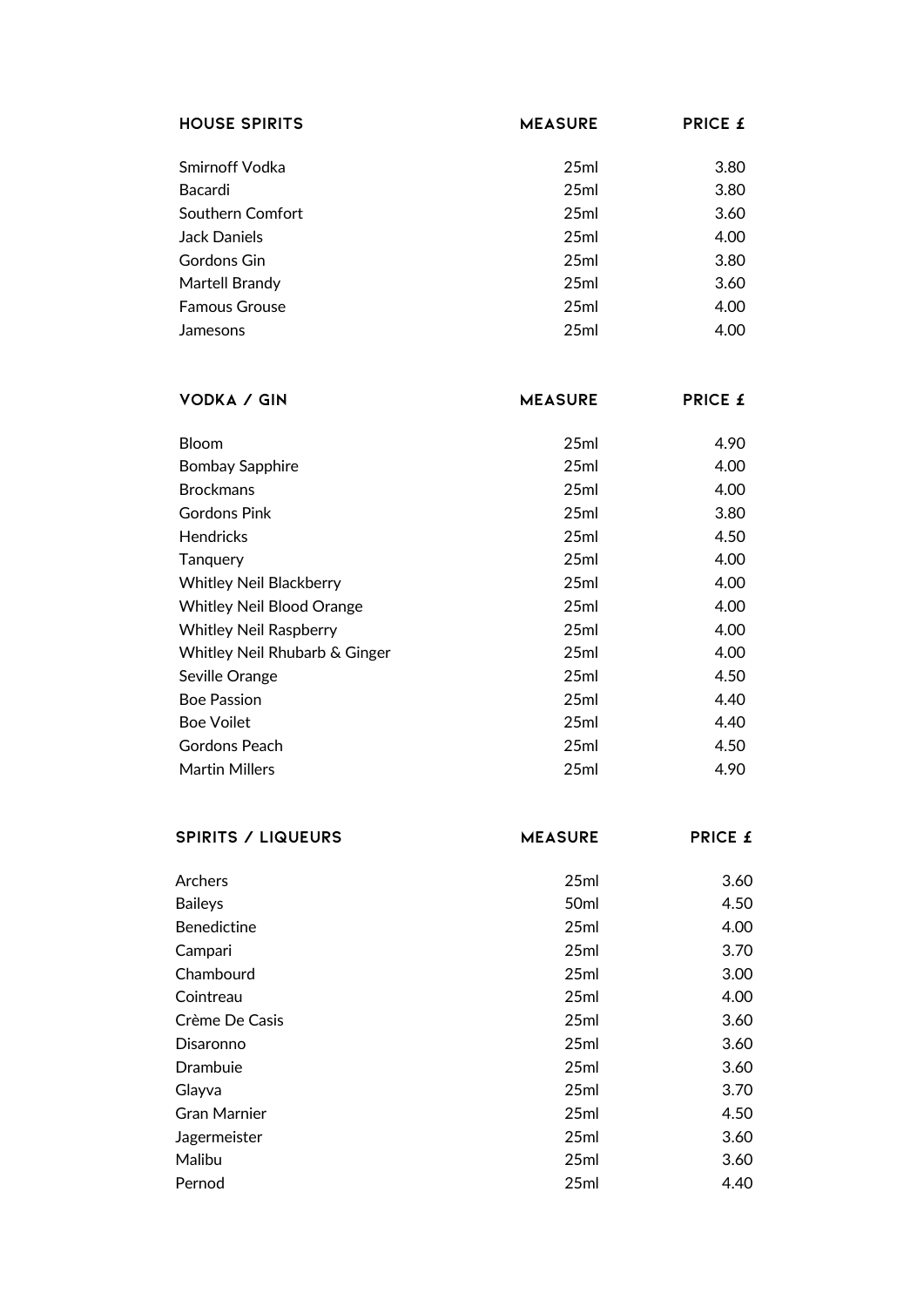| HOUSE SPIRITS | MEASURE | PRICE £ |
| --- | --- | --- |
| Smirnoff Vodka | 25ml | 3.80 |
| Bacardi | 25ml | 3.80 |
| Southern Comfort | 25ml | 3.60 |
| Jack Daniels | 25ml | 4.00 |
| Gordons Gin | 25ml | 3.80 |
| Martell Brandy | 25ml | 3.60 |
| Famous Grouse | 25ml | 4.00 |
| Jamesons | 25ml | 4.00 |

| VODKA / GIN | MEASURE | PRICE £ |
| --- | --- | --- |
| Bloom | 25ml | 4.90 |
| Bombay Sapphire | 25ml | 4.00 |
| Brockmans | 25ml | 4.00 |
| Gordons Pink | 25ml | 3.80 |
| Hendricks | 25ml | 4.50 |
| Tanquery | 25ml | 4.00 |
| Whitley Neil Blackberry | 25ml | 4.00 |
| Whitley Neil Blood Orange | 25ml | 4.00 |
| Whitley Neil Raspberry | 25ml | 4.00 |
| Whitley Neil Rhubarb & Ginger | 25ml | 4.00 |
| Seville Orange | 25ml | 4.50 |
| Boe Passion | 25ml | 4.40 |
| Boe Voilet | 25ml | 4.40 |
| Gordons Peach | 25ml | 4.50 |
| Martin Millers | 25ml | 4.90 |

| SPIRITS / LIQUEURS | MEASURE | PRICE £ |
| --- | --- | --- |
| Archers | 25ml | 3.60 |
| Baileys | 50ml | 4.50 |
| Benedictine | 25ml | 4.00 |
| Campari | 25ml | 3.70 |
| Chambourd | 25ml | 3.00 |
| Cointreau | 25ml | 4.00 |
| Crème De Casis | 25ml | 3.60 |
| Disaronno | 25ml | 3.60 |
| Drambuie | 25ml | 3.60 |
| Glayva | 25ml | 3.70 |
| Gran Marnier | 25ml | 4.50 |
| Jagermeister | 25ml | 3.60 |
| Malibu | 25ml | 3.60 |
| Pernod | 25ml | 4.40 |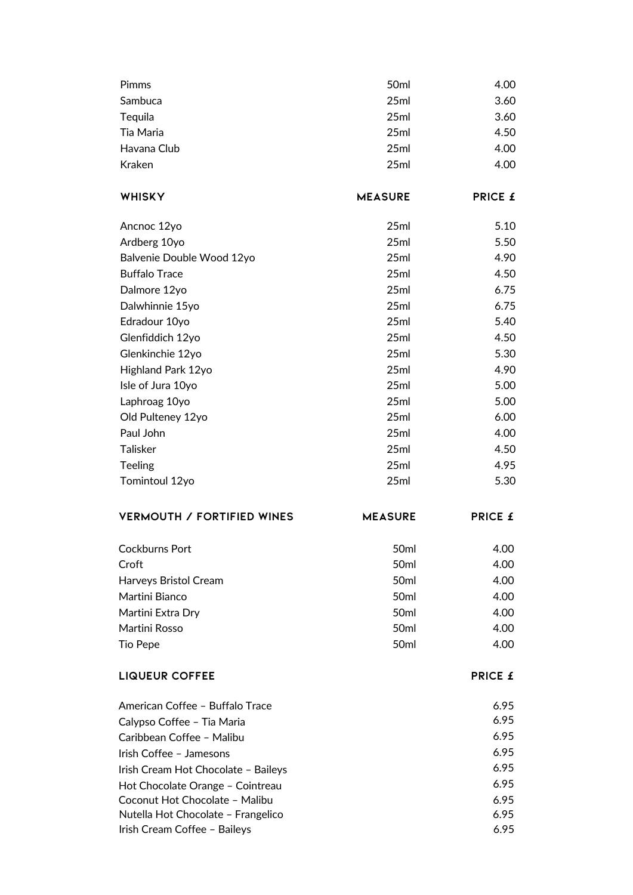| | | |
|---|---|---|
| Pimms | 50ml | 4.00 |
| Sambuca | 25ml | 3.60 |
| Tequila | 25ml | 3.60 |
| Tia Maria | 25ml | 4.50 |
| Havana Club | 25ml | 4.00 |
| Kraken | 25ml | 4.00 |

| WHISKY | MEASURE | PRICE £ |
|---|---|---|
| Ancnoc 12yo | 25ml | 5.10 |
| Ardberg 10yo | 25ml | 5.50 |
| Balvenie Double Wood 12yo | 25ml | 4.90 |
| Buffalo Trace | 25ml | 4.50 |
| Dalmore 12yo | 25ml | 6.75 |
| Dalwhinnie 15yo | 25ml | 6.75 |
| Edradour 10yo | 25ml | 5.40 |
| Glenfiddich 12yo | 25ml | 4.50 |
| Glenkinchie 12yo | 25ml | 5.30 |
| Highland Park 12yo | 25ml | 4.90 |
| Isle of Jura 10yo | 25ml | 5.00 |
| Laphroag 10yo | 25ml | 5.00 |
| Old Pulteney 12yo | 25ml | 6.00 |
| Paul John | 25ml | 4.00 |
| Talisker | 25ml | 4.50 |
| Teeling | 25ml | 4.95 |
| Tomintoul 12yo | 25ml | 5.30 |

| VERMOUTH / FORTIFIED WINES | MEASURE | PRICE £ |
|---|---|---|
| Cockburns Port | 50ml | 4.00 |
| Croft | 50ml | 4.00 |
| Harveys Bristol Cream | 50ml | 4.00 |
| Martini Bianco | 50ml | 4.00 |
| Martini Extra Dry | 50ml | 4.00 |
| Martini Rosso | 50ml | 4.00 |
| Tio Pepe | 50ml | 4.00 |

| LIQUEUR COFFEE | PRICE £ |
|---|---|
| American Coffee – Buffalo Trace | 6.95 |
| Calypso Coffee – Tia Maria | 6.95 |
| Caribbean Coffee – Malibu | 6.95 |
| Irish Coffee – Jamesons | 6.95 |
| Irish Cream Hot Chocolate – Baileys | 6.95 |
| Hot Chocolate Orange – Cointreau | 6.95 |
| Coconut Hot Chocolate – Malibu | 6.95 |
| Nutella Hot Chocolate – Frangelico | 6.95 |
| Irish Cream Coffee – Baileys | 6.95 |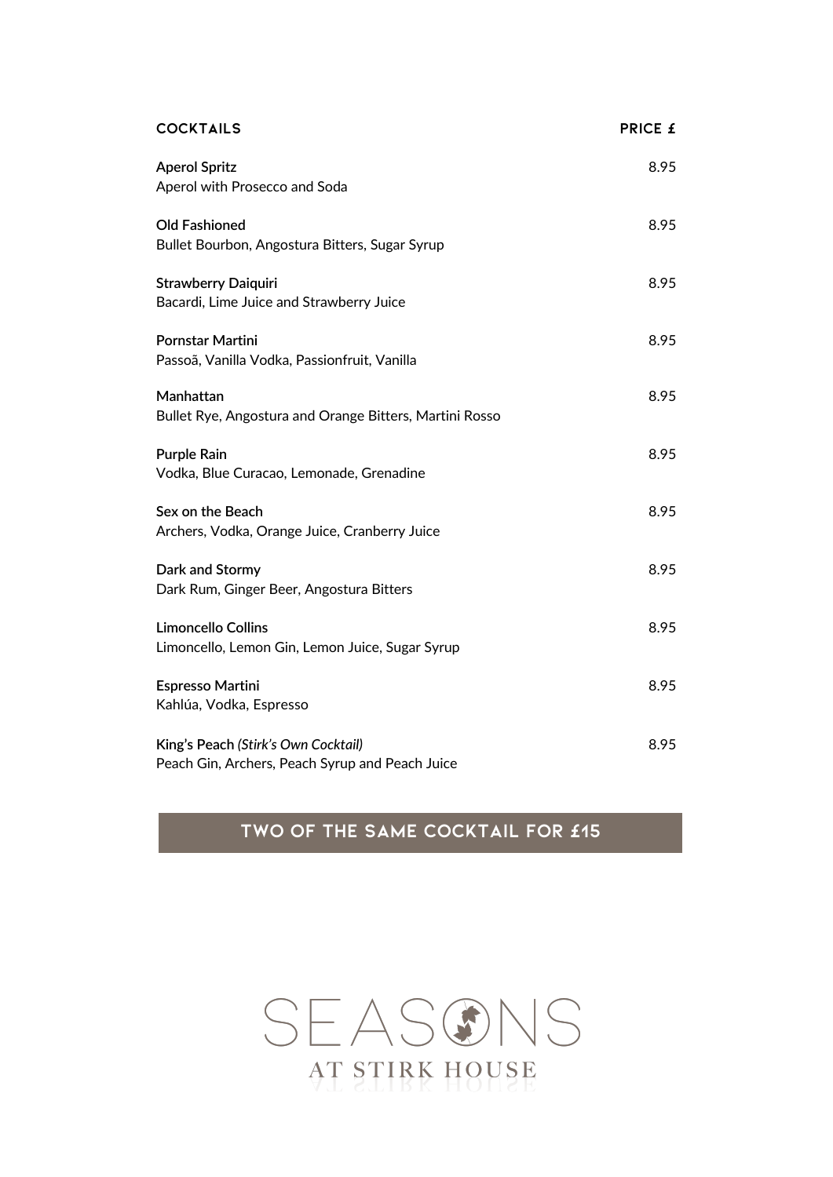| COCKTAILS | PRICE £ |
| --- | --- |
| **Aperol Spritz**<br>Aperol with Prosecco and Soda | 8.95 |
| **Old Fashioned**<br>Bullet Bourbon, Angostura Bitters, Sugar Syrup | 8.95 |
| **Strawberry Daiquiri**<br>Bacardi, Lime Juice and Strawberry Juice | 8.95 |
| **Pornstar Martini**<br>Passoã, Vanilla Vodka, Passionfruit, Vanilla | 8.95 |
| **Manhattan**<br>Bullet Rye, Angostura and Orange Bitters, Martini Rosso | 8.95 |
| **Purple Rain**<br>Vodka, Blue Curacao, Lemonade, Grenadine | 8.95 |
| **Sex on the Beach**<br>Archers, Vodka, Orange Juice, Cranberry Juice | 8.95 |
| **Dark and Stormy**<br>Dark Rum, Ginger Beer, Angostura Bitters | 8.95 |
| **Limoncello Collins**<br>Limoncello, Lemon Gin, Lemon Juice, Sugar Syrup | 8.95 |
| **Espresso Martini**<br>Kahlúa, Vodka, Espresso | 8.95 |
| **King's Peach** *(Stirk's Own Cocktail)*<br>Peach Gin, Archers, Peach Syrup and Peach Juice | 8.95 |

**TWO OF THE SAME COCKTAIL FOR £15**

SEASONS

AT STIRK HOUSE